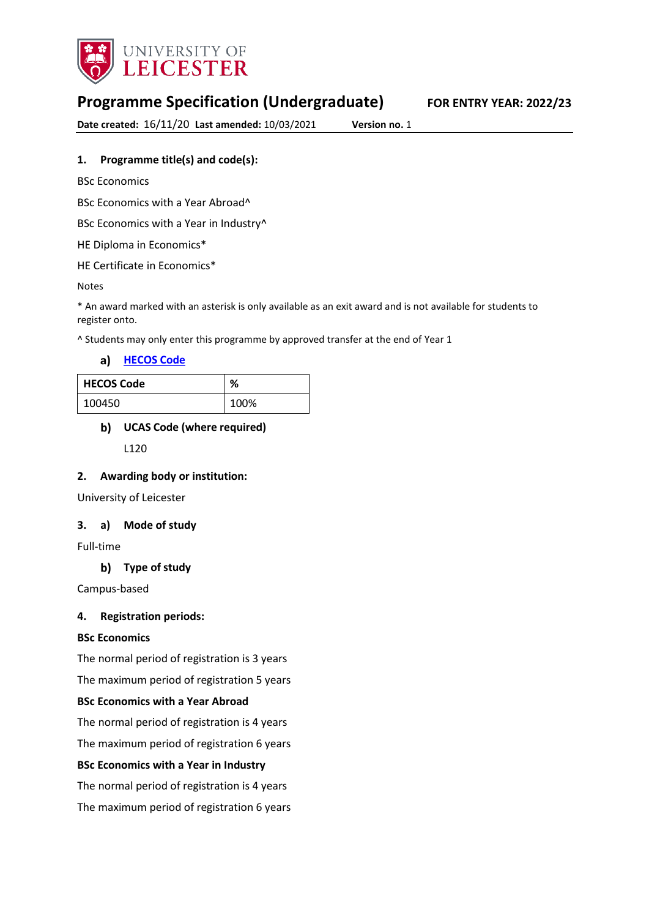UNIVERSITY OF LEICESTER

# Programme Specification (Undergraduate)

**FOR ENTRY YEAR: 2022/23**

**Date created:** 16/11/20 **Last amended:** 10/03/2021 **Version no.** 1

## 1. Programme title(s) and code(s):

BSc Economics

BSc Economics with a Year Abroad^

BSc Economics with a Year in Industry^

HE Diploma in Economics*

HE Certificate in Economics*

Notes

* An award marked with an asterisk is only available as an exit award and is not available for students to register onto.

^ Students may only enter this programme by approved transfer at the end of Year 1

### a) HECOS Code

| HECOS Code | % |
|---|---|
| 100450 | 100% |

### b) UCAS Code (where required)

L120

## 2. Awarding body or institution:

University of Leicester

## 3. a) Mode of study

Full-time

### b) Type of study

Campus-based

## 4. Registration periods:

**BSc Economics**

The normal period of registration is 3 years

The maximum period of registration 5 years

**BSc Economics with a Year Abroad**

The normal period of registration is 4 years

The maximum period of registration 6 years

**BSc Economics with a Year in Industry**

The normal period of registration is 4 years

The maximum period of registration 6 years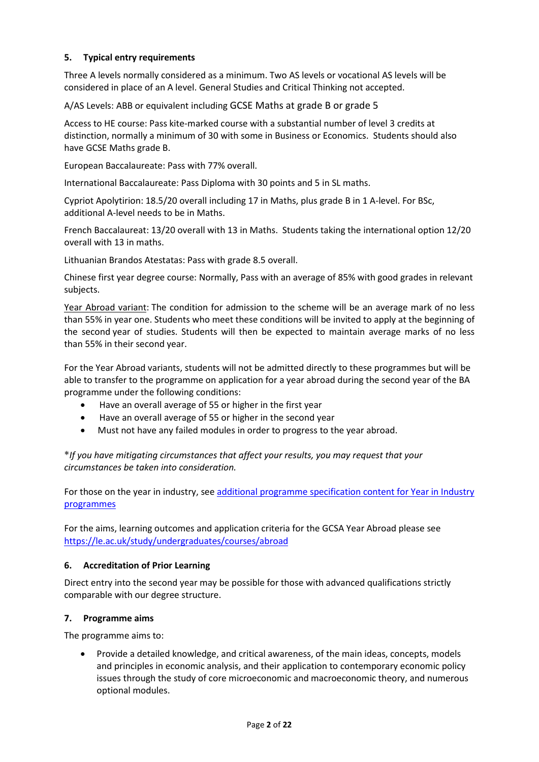### 5. Typical entry requirements

Three A levels normally considered as a minimum. Two AS levels or vocational AS levels will be considered in place of an A level. General Studies and Critical Thinking not accepted.

A/AS Levels: ABB or equivalent including GCSE Maths at grade B or grade 5

Access to HE course: Pass kite-marked course with a substantial number of level 3 credits at distinction, normally a minimum of 30 with some in Business or Economics. Students should also have GCSE Maths grade B.

European Baccalaureate: Pass with 77% overall.

International Baccalaureate: Pass Diploma with 30 points and 5 in SL maths.

Cypriot Apolytirion: 18.5/20 overall including 17 in Maths, plus grade B in 1 A-level. For BSc, additional A-level needs to be in Maths.

French Baccalaureat: 13/20 overall with 13 in Maths. Students taking the international option 12/20 overall with 13 in maths.

Lithuanian Brandos Atestatas: Pass with grade 8.5 overall.

Chinese first year degree course: Normally, Pass with an average of 85% with good grades in relevant subjects.

Year Abroad variant: The condition for admission to the scheme will be an average mark of no less than 55% in year one. Students who meet these conditions will be invited to apply at the beginning of the second year of studies. Students will then be expected to maintain average marks of no less than 55% in their second year.

For the Year Abroad variants, students will not be admitted directly to these programmes but will be able to transfer to the programme on application for a year abroad during the second year of the BA programme under the following conditions:

- Have an overall average of 55 or higher in the first year
- Have an overall average of 55 or higher in the second year
- Must not have any failed modules in order to progress to the year abroad.

**If you have mitigating circumstances that affect your results, you may request that your circumstances be taken into consideration.*

For those on the year in industry, see [additional programme specification content for Year in Industry programmes]()

For the aims, learning outcomes and application criteria for the GCSA Year Abroad please see [https://le.ac.uk/study/undergraduates/courses/abroad](https://le.ac.uk/study/undergraduates/courses/abroad)

### 6. Accreditation of Prior Learning

Direct entry into the second year may be possible for those with advanced qualifications strictly comparable with our degree structure.

### 7. Programme aims

The programme aims to:

- Provide a detailed knowledge, and critical awareness, of the main ideas, concepts, models and principles in economic analysis, and their application to contemporary economic policy issues through the study of core microeconomic and macroeconomic theory, and numerous optional modules.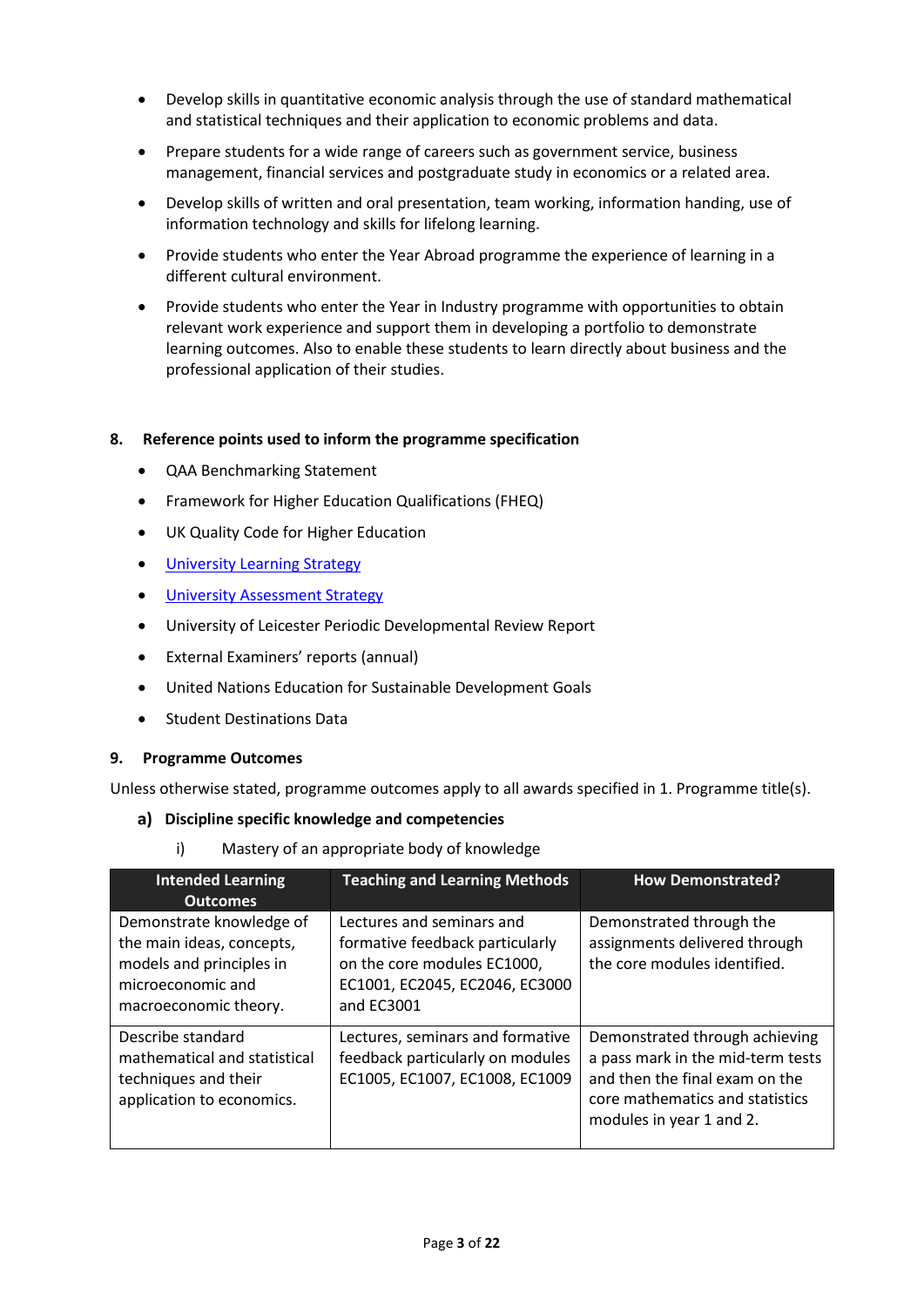- Develop skills in quantitative economic analysis through the use of standard mathematical and statistical techniques and their application to economic problems and data.
- Prepare students for a wide range of careers such as government service, business management, financial services and postgraduate study in economics or a related area.
- Develop skills of written and oral presentation, team working, information handing, use of information technology and skills for lifelong learning.
- Provide students who enter the Year Abroad programme the experience of learning in a different cultural environment.
- Provide students who enter the Year in Industry programme with opportunities to obtain relevant work experience and support them in developing a portfolio to demonstrate learning outcomes. Also to enable these students to learn directly about business and the professional application of their studies.

## 8. Reference points used to inform the programme specification

- QAA Benchmarking Statement
- Framework for Higher Education Qualifications (FHEQ)
- UK Quality Code for Higher Education
- University Learning Strategy
- University Assessment Strategy
- University of Leicester Periodic Developmental Review Report
- External Examiners' reports (annual)
- United Nations Education for Sustainable Development Goals
- Student Destinations Data

## 9. Programme Outcomes

Unless otherwise stated, programme outcomes apply to all awards specified in 1. Programme title(s).

### a) Discipline specific knowledge and competencies

i) Mastery of an appropriate body of knowledge

| Intended Learning Outcomes | Teaching and Learning Methods | How Demonstrated? |
|---|---|---|
| Demonstrate knowledge of the main ideas, concepts, models and principles in microeconomic and macroeconomic theory. | Lectures and seminars and formative feedback particularly on the core modules EC1000, EC1001, EC2045, EC2046, EC3000 and EC3001 | Demonstrated through the assignments delivered through the core modules identified. |
| Describe standard mathematical and statistical techniques and their application to economics. | Lectures, seminars and formative feedback particularly on modules EC1005, EC1007, EC1008, EC1009 | Demonstrated through achieving a pass mark in the mid-term tests and then the final exam on the core mathematics and statistics modules in year 1 and 2. |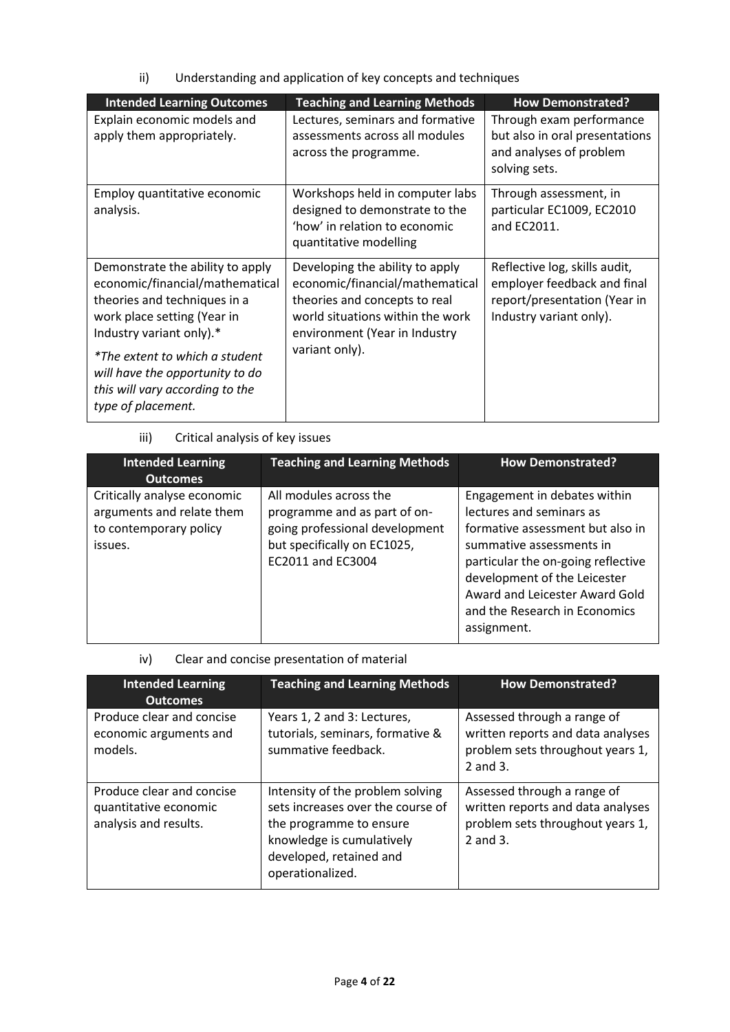ii) Understanding and application of key concepts and techniques

| Intended Learning Outcomes | Teaching and Learning Methods | How Demonstrated? |
|---|---|---|
| Explain economic models and apply them appropriately. | Lectures, seminars and formative assessments across all modules across the programme. | Through exam performance but also in oral presentations and analyses of problem solving sets. |
| Employ quantitative economic analysis. | Workshops held in computer labs designed to demonstrate to the 'how' in relation to economic quantitative modelling | Through assessment, in particular EC1009, EC2010 and EC2011. |
| Demonstrate the ability to apply economic/financial/mathematical theories and techniques in a work place setting (Year in Industry variant only).* <br><br> *\*The extent to which a student will have the opportunity to do this will vary according to the type of placement.* | Developing the ability to apply economic/financial/mathematical theories and concepts to real world situations within the work environment (Year in Industry variant only). | Reflective log, skills audit, employer feedback and final report/presentation (Year in Industry variant only). |

iii) Critical analysis of key issues

| Intended Learning Outcomes | Teaching and Learning Methods | How Demonstrated? |
|---|---|---|
| Critically analyse economic arguments and relate them to contemporary policy issues. | All modules across the programme and as part of on-going professional development but specifically on EC1025, EC2011 and EC3004 | Engagement in debates within lectures and seminars as formative assessment but also in summative assessments in particular the on-going reflective development of the Leicester Award and Leicester Award Gold and the Research in Economics assignment. |

iv) Clear and concise presentation of material

| Intended Learning Outcomes | Teaching and Learning Methods | How Demonstrated? |
|---|---|---|
| Produce clear and concise economic arguments and models. | Years 1, 2 and 3: Lectures, tutorials, seminars, formative & summative feedback. | Assessed through a range of written reports and data analyses problem sets throughout years 1, 2 and 3. |
| Produce clear and concise quantitative economic analysis and results. | Intensity of the problem solving sets increases over the course of the programme to ensure knowledge is cumulatively developed, retained and operationalized. | Assessed through a range of written reports and data analyses problem sets throughout years 1, 2 and 3. |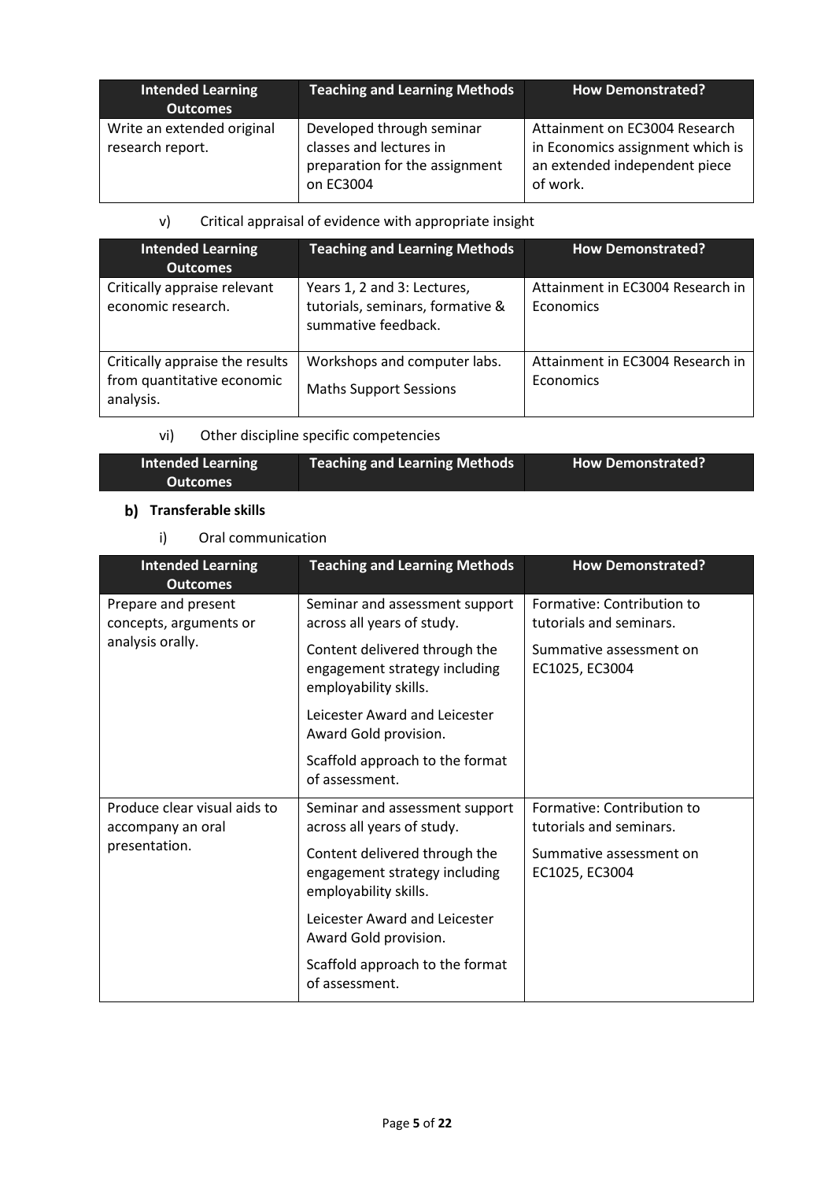| Intended Learning Outcomes | Teaching and Learning Methods | How Demonstrated? |
|---|---|---|
| Write an extended original research report. | Developed through seminar classes and lectures in preparation for the assignment on EC3004 | Attainment on EC3004 Research in Economics assignment which is an extended independent piece of work. |

v) Critical appraisal of evidence with appropriate insight

| Intended Learning Outcomes | Teaching and Learning Methods | How Demonstrated? |
|---|---|---|
| Critically appraise relevant economic research. | Years 1, 2 and 3: Lectures, tutorials, seminars, formative & summative feedback. | Attainment in EC3004 Research in Economics |
| Critically appraise the results from quantitative economic analysis. | Workshops and computer labs.<br>Maths Support Sessions | Attainment in EC3004 Research in Economics |

vi) Other discipline specific competencies

| Intended Learning Outcomes | Teaching and Learning Methods | How Demonstrated? |
|---|---|---|

## b) Transferable skills

i) Oral communication

| Intended Learning Outcomes | Teaching and Learning Methods | How Demonstrated? |
|---|---|---|
| Prepare and present concepts, arguments or analysis orally. | Seminar and assessment support across all years of study.<br>Content delivered through the engagement strategy including employability skills.<br>Leicester Award and Leicester Award Gold provision.<br>Scaffold approach to the format of assessment. | Formative: Contribution to tutorials and seminars.<br>Summative assessment on EC1025, EC3004 |
| Produce clear visual aids to accompany an oral presentation. | Seminar and assessment support across all years of study.<br>Content delivered through the engagement strategy including employability skills.<br>Leicester Award and Leicester Award Gold provision.<br>Scaffold approach to the format of assessment. | Formative: Contribution to tutorials and seminars.<br>Summative assessment on EC1025, EC3004 |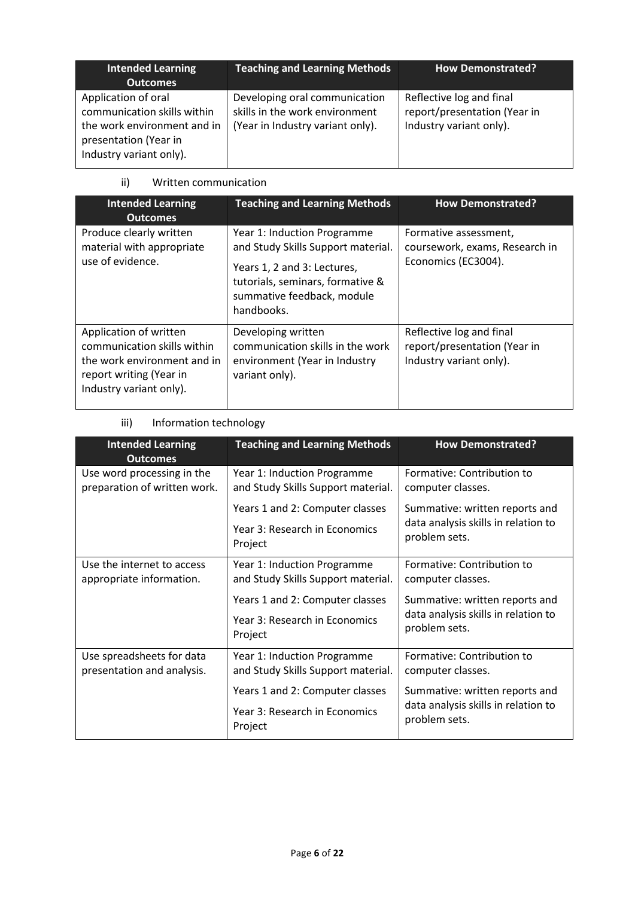| Intended Learning Outcomes | Teaching and Learning Methods | How Demonstrated? |
| --- | --- | --- |
| Application of oral communication skills within the work environment and in presentation (Year in Industry variant only). | Developing oral communication skills in the work environment (Year in Industry variant only). | Reflective log and final report/presentation (Year in Industry variant only). |

ii) Written communication

| Intended Learning Outcomes | Teaching and Learning Methods | How Demonstrated? |
| --- | --- | --- |
| Produce clearly written material with appropriate use of evidence. | Year 1: Induction Programme and Study Skills Support material.<br><br>Years 1, 2 and 3: Lectures, tutorials, seminars, formative & summative feedback, module handbooks. | Formative assessment, coursework, exams, Research in Economics (EC3004). |
| Application of written communication skills within the work environment and in report writing (Year in Industry variant only). | Developing written communication skills in the work environment (Year in Industry variant only). | Reflective log and final report/presentation (Year in Industry variant only). |

iii) Information technology

| Intended Learning Outcomes | Teaching and Learning Methods | How Demonstrated? |
| --- | --- | --- |
| Use word processing in the preparation of written work. | Year 1: Induction Programme and Study Skills Support material.<br><br>Years 1 and 2: Computer classes<br><br>Year 3: Research in Economics Project | Formative: Contribution to computer classes.<br><br>Summative: written reports and data analysis skills in relation to problem sets. |
| Use the internet to access appropriate information. | Year 1: Induction Programme and Study Skills Support material.<br><br>Years 1 and 2: Computer classes<br><br>Year 3: Research in Economics Project | Formative: Contribution to computer classes.<br><br>Summative: written reports and data analysis skills in relation to problem sets. |
| Use spreadsheets for data presentation and analysis. | Year 1: Induction Programme and Study Skills Support material.<br><br>Years 1 and 2: Computer classes<br><br>Year 3: Research in Economics Project | Formative: Contribution to computer classes.<br><br>Summative: written reports and data analysis skills in relation to problem sets. |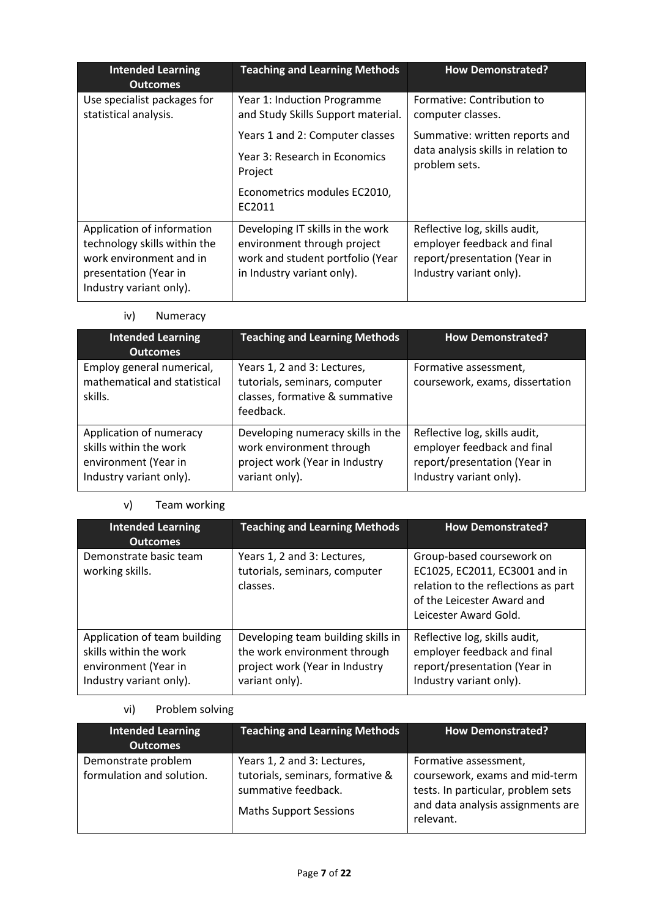| Intended Learning Outcomes | Teaching and Learning Methods | How Demonstrated? |
| --- | --- | --- |
| Use specialist packages for statistical analysis. | Year 1: Induction Programme and Study Skills Support material.<br><br>Years 1 and 2: Computer classes<br><br>Year 3: Research in Economics Project<br><br>Econometrics modules EC2010, EC2011 | Formative: Contribution to computer classes.<br><br>Summative: written reports and data analysis skills in relation to problem sets. |
| Application of information technology skills within the work environment and in presentation (Year in Industry variant only). | Developing IT skills in the work environment through project work and student portfolio (Year in Industry variant only). | Reflective log, skills audit, employer feedback and final report/presentation (Year in Industry variant only). |

iv) Numeracy

| Intended Learning Outcomes | Teaching and Learning Methods | How Demonstrated? |
| --- | --- | --- |
| Employ general numerical, mathematical and statistical skills. | Years 1, 2 and 3: Lectures, tutorials, seminars, computer classes, formative & summative feedback. | Formative assessment, coursework, exams, dissertation |
| Application of numeracy skills within the work environment (Year in Industry variant only). | Developing numeracy skills in the work environment through project work (Year in Industry variant only). | Reflective log, skills audit, employer feedback and final report/presentation (Year in Industry variant only). |

v) Team working

| Intended Learning Outcomes | Teaching and Learning Methods | How Demonstrated? |
| --- | --- | --- |
| Demonstrate basic team working skills. | Years 1, 2 and 3: Lectures, tutorials, seminars, computer classes. | Group-based coursework on EC1025, EC2011, EC3001 and in relation to the reflections as part of the Leicester Award and Leicester Award Gold. |
| Application of team building skills within the work environment (Year in Industry variant only). | Developing team building skills in the work environment through project work (Year in Industry variant only). | Reflective log, skills audit, employer feedback and final report/presentation (Year in Industry variant only). |

vi) Problem solving

| Intended Learning Outcomes | Teaching and Learning Methods | How Demonstrated? |
| --- | --- | --- |
| Demonstrate problem formulation and solution. | Years 1, 2 and 3: Lectures, tutorials, seminars, formative & summative feedback.<br><br>Maths Support Sessions | Formative assessment, coursework, exams and mid-term tests. In particular, problem sets and data analysis assignments are relevant. |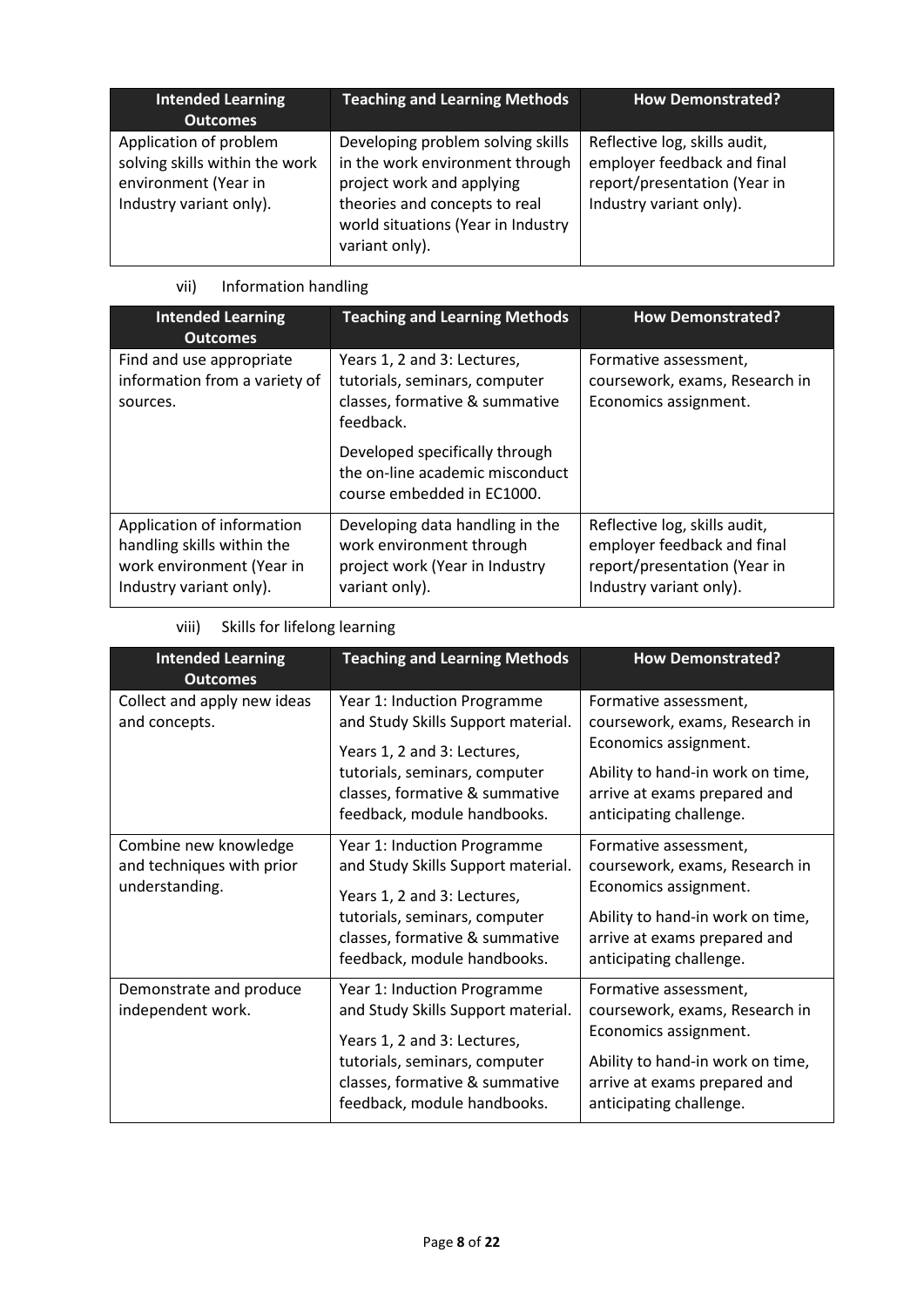| Intended Learning Outcomes | Teaching and Learning Methods | How Demonstrated? |
|---|---|---|
| Application of problem solving skills within the work environment (Year in Industry variant only). | Developing problem solving skills in the work environment through project work and applying theories and concepts to real world situations (Year in Industry variant only). | Reflective log, skills audit, employer feedback and final report/presentation (Year in Industry variant only). |

vii) Information handling

| Intended Learning Outcomes | Teaching and Learning Methods | How Demonstrated? |
|---|---|---|
| Find and use appropriate information from a variety of sources. | Years 1, 2 and 3: Lectures, tutorials, seminars, computer classes, formative & summative feedback.<br><br>Developed specifically through the on-line academic misconduct course embedded in EC1000. | Formative assessment, coursework, exams, Research in Economics assignment. |
| Application of information handling skills within the work environment (Year in Industry variant only). | Developing data handling in the work environment through project work (Year in Industry variant only). | Reflective log, skills audit, employer feedback and final report/presentation (Year in Industry variant only). |

viii) Skills for lifelong learning

| Intended Learning Outcomes | Teaching and Learning Methods | How Demonstrated? |
|---|---|---|
| Collect and apply new ideas and concepts. | Year 1: Induction Programme and Study Skills Support material.<br><br>Years 1, 2 and 3: Lectures, tutorials, seminars, computer classes, formative & summative feedback, module handbooks. | Formative assessment, coursework, exams, Research in Economics assignment.<br><br>Ability to hand-in work on time, arrive at exams prepared and anticipating challenge. |
| Combine new knowledge and techniques with prior understanding. | Year 1: Induction Programme and Study Skills Support material.<br><br>Years 1, 2 and 3: Lectures, tutorials, seminars, computer classes, formative & summative feedback, module handbooks. | Formative assessment, coursework, exams, Research in Economics assignment.<br><br>Ability to hand-in work on time, arrive at exams prepared and anticipating challenge. |
| Demonstrate and produce independent work. | Year 1: Induction Programme and Study Skills Support material.<br><br>Years 1, 2 and 3: Lectures, tutorials, seminars, computer classes, formative & summative feedback, module handbooks. | Formative assessment, coursework, exams, Research in Economics assignment.<br><br>Ability to hand-in work on time, arrive at exams prepared and anticipating challenge. |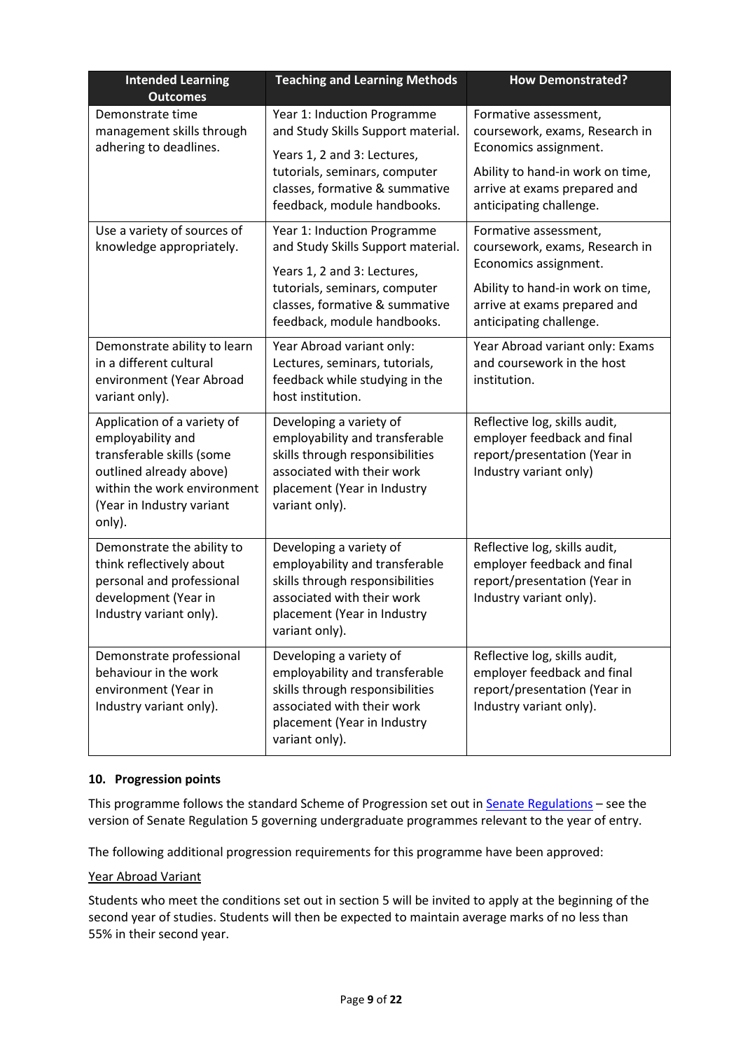| Intended Learning Outcomes | Teaching and Learning Methods | How Demonstrated? |
|---|---|---|
| Demonstrate time management skills through adhering to deadlines. | Year 1: Induction Programme and Study Skills Support material.<br><br>Years 1, 2 and 3: Lectures, tutorials, seminars, computer classes, formative & summative feedback, module handbooks. | Formative assessment, coursework, exams, Research in Economics assignment.<br><br>Ability to hand-in work on time, arrive at exams prepared and anticipating challenge. |
| Use a variety of sources of knowledge appropriately. | Year 1: Induction Programme and Study Skills Support material.<br><br>Years 1, 2 and 3: Lectures, tutorials, seminars, computer classes, formative & summative feedback, module handbooks. | Formative assessment, coursework, exams, Research in Economics assignment.<br><br>Ability to hand-in work on time, arrive at exams prepared and anticipating challenge. |
| Demonstrate ability to learn in a different cultural environment (Year Abroad variant only). | Year Abroad variant only: Lectures, seminars, tutorials, feedback while studying in the host institution. | Year Abroad variant only: Exams and coursework in the host institution. |
| Application of a variety of employability and transferable skills (some outlined already above) within the work environment (Year in Industry variant only). | Developing a variety of employability and transferable skills through responsibilities associated with their work placement (Year in Industry variant only). | Reflective log, skills audit, employer feedback and final report/presentation (Year in Industry variant only) |
| Demonstrate the ability to think reflectively about personal and professional development (Year in Industry variant only). | Developing a variety of employability and transferable skills through responsibilities associated with their work placement (Year in Industry variant only). | Reflective log, skills audit, employer feedback and final report/presentation (Year in Industry variant only). |
| Demonstrate professional behaviour in the work environment (Year in Industry variant only). | Developing a variety of employability and transferable skills through responsibilities associated with their work placement (Year in Industry variant only). | Reflective log, skills audit, employer feedback and final report/presentation (Year in Industry variant only). |

### 10. Progression points

This programme follows the standard Scheme of Progression set out in Senate Regulations – see the version of Senate Regulation 5 governing undergraduate programmes relevant to the year of entry.

The following additional progression requirements for this programme have been approved:

Year Abroad Variant

Students who meet the conditions set out in section 5 will be invited to apply at the beginning of the second year of studies. Students will then be expected to maintain average marks of no less than 55% in their second year.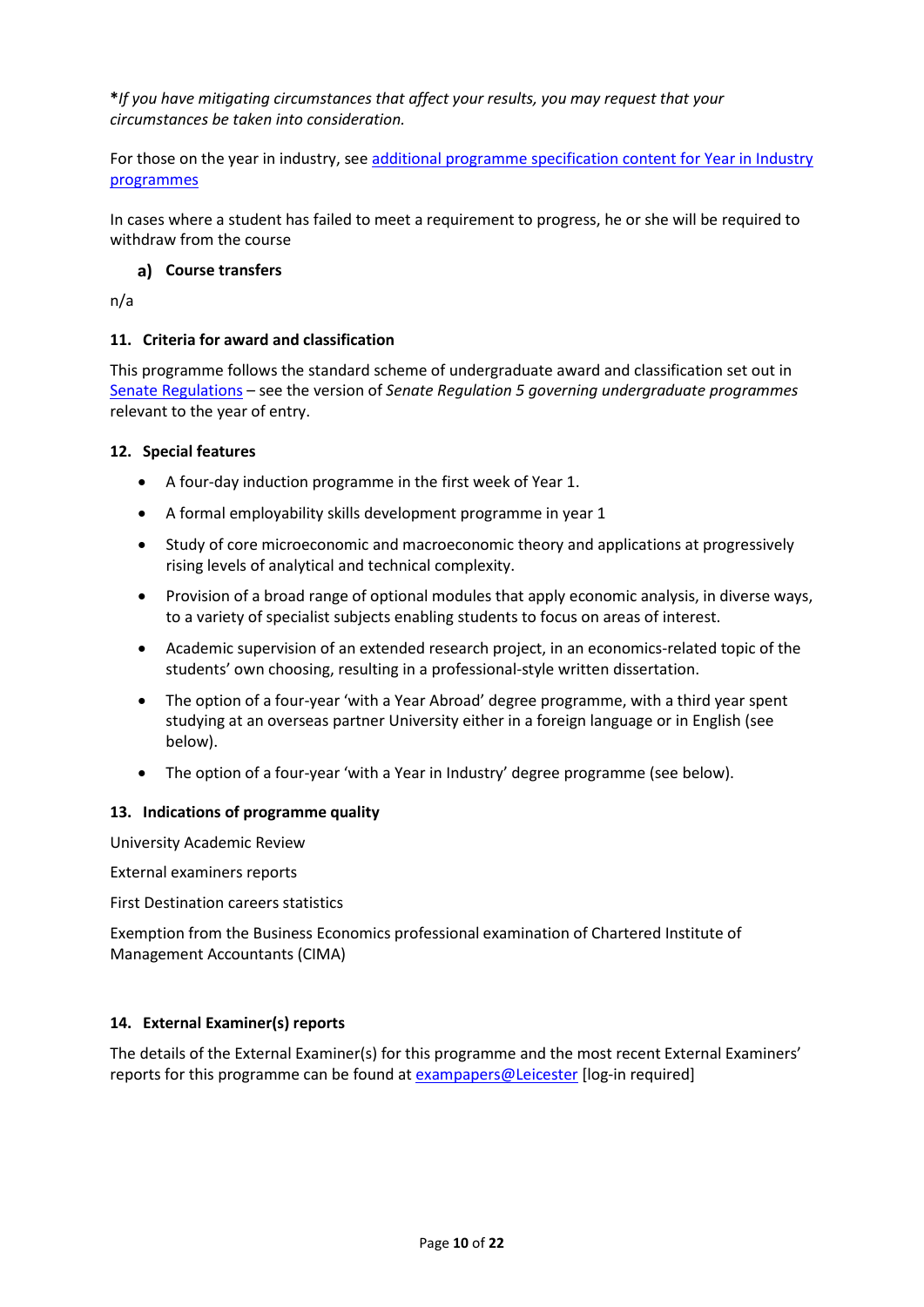***If you have mitigating circumstances that affect your results, you may request that your circumstances be taken into consideration.*

For those on the year in industry, see [additional programme specification content for Year in Industry programmes]()

In cases where a student has failed to meet a requirement to progress, he or she will be required to withdraw from the course

### a) Course transfers

n/a

### 11. Criteria for award and classification

This programme follows the standard scheme of undergraduate award and classification set out in [Senate Regulations]() – see the version of *Senate Regulation 5 governing undergraduate programmes* relevant to the year of entry.

### 12. Special features

- A four-day induction programme in the first week of Year 1.
- A formal employability skills development programme in year 1
- Study of core microeconomic and macroeconomic theory and applications at progressively rising levels of analytical and technical complexity.
- Provision of a broad range of optional modules that apply economic analysis, in diverse ways, to a variety of specialist subjects enabling students to focus on areas of interest.
- Academic supervision of an extended research project, in an economics-related topic of the students' own choosing, resulting in a professional-style written dissertation.
- The option of a four-year 'with a Year Abroad' degree programme, with a third year spent studying at an overseas partner University either in a foreign language or in English (see below).
- The option of a four-year 'with a Year in Industry' degree programme (see below).

### 13. Indications of programme quality

University Academic Review

External examiners reports

First Destination careers statistics

Exemption from the Business Economics professional examination of Chartered Institute of Management Accountants (CIMA)

### 14. External Examiner(s) reports

The details of the External Examiner(s) for this programme and the most recent External Examiners' reports for this programme can be found at [exampapers@Leicester]() [log-in required]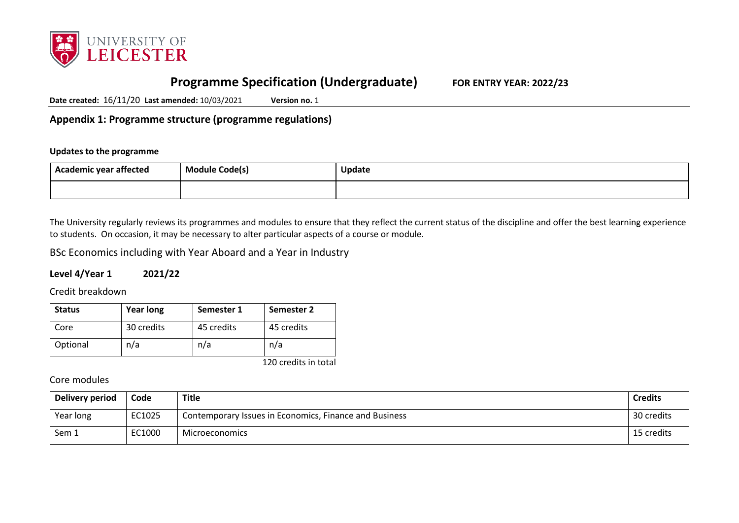# Programme Specification (Undergraduate) FOR ENTRY YEAR: 2022/23

**Date created:** 16/11/20 **Last amended:** 10/03/2021 **Version no.** 1

## Appendix 1: Programme structure (programme regulations)

**Updates to the programme**

| Academic year affected | Module Code(s) | Update |
|---|---|---|
| | | |

The University regularly reviews its programmes and modules to ensure that they reflect the current status of the discipline and offer the best learning experience to students. On occasion, it may be necessary to alter particular aspects of a course or module.

BSc Economics including with Year Aboard and a Year in Industry

### Level 4/Year 1 2021/22

Credit breakdown

| Status | Year long | Semester 1 | Semester 2 |
|---|---|---|---|
| Core | 30 credits | 45 credits | 45 credits |
| Optional | n/a | n/a | n/a |

120 credits in total

Core modules

| Delivery period | Code | Title | Credits |
|---|---|---|---|
| Year long | EC1025 | Contemporary Issues in Economics, Finance and Business | 30 credits |
| Sem 1 | EC1000 | Microeconomics | 15 credits |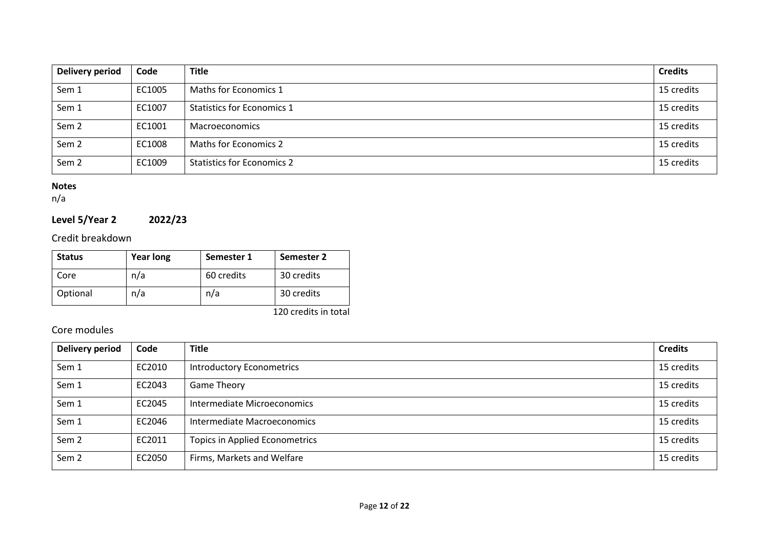| Delivery period | Code | Title | Credits |
|---|---|---|---|
| Sem 1 | EC1005 | Maths for Economics 1 | 15 credits |
| Sem 1 | EC1007 | Statistics for Economics 1 | 15 credits |
| Sem 2 | EC1001 | Macroeconomics | 15 credits |
| Sem 2 | EC1008 | Maths for Economics 2 | 15 credits |
| Sem 2 | EC1009 | Statistics for Economics 2 | 15 credits |

**Notes**
n/a

### Level 5/Year 2 2022/23

Credit breakdown

| Status | Year long | Semester 1 | Semester 2 |
|---|---|---|---|
| Core | n/a | 60 credits | 30 credits |
| Optional | n/a | n/a | 30 credits |

120 credits in total

Core modules

| Delivery period | Code | Title | Credits |
|---|---|---|---|
| Sem 1 | EC2010 | Introductory Econometrics | 15 credits |
| Sem 1 | EC2043 | Game Theory | 15 credits |
| Sem 1 | EC2045 | Intermediate Microeconomics | 15 credits |
| Sem 1 | EC2046 | Intermediate Macroeconomics | 15 credits |
| Sem 2 | EC2011 | Topics in Applied Econometrics | 15 credits |
| Sem 2 | EC2050 | Firms, Markets and Welfare | 15 credits |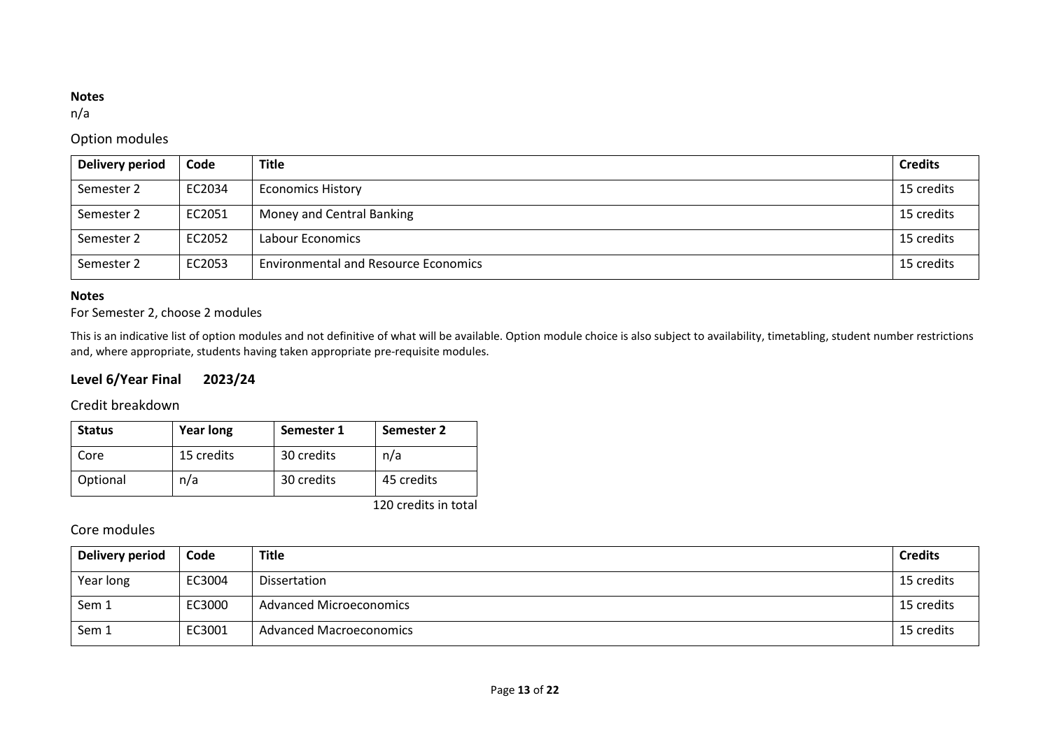**Notes**

n/a

### Option modules

| Delivery period | Code | Title | Credits |
|---|---|---|---|
| Semester 2 | EC2034 | Economics History | 15 credits |
| Semester 2 | EC2051 | Money and Central Banking | 15 credits |
| Semester 2 | EC2052 | Labour Economics | 15 credits |
| Semester 2 | EC2053 | Environmental and Resource Economics | 15 credits |

**Notes**

For Semester 2, choose 2 modules

This is an indicative list of option modules and not definitive of what will be available. Option module choice is also subject to availability, timetabling, student number restrictions and, where appropriate, students having taken appropriate pre-requisite modules.

## Level 6/Year Final 2023/24

### Credit breakdown

| Status | Year long | Semester 1 | Semester 2 |
|---|---|---|---|
| Core | 15 credits | 30 credits | n/a |
| Optional | n/a | 30 credits | 45 credits |

120 credits in total

### Core modules

| Delivery period | Code | Title | Credits |
|---|---|---|---|
| Year long | EC3004 | Dissertation | 15 credits |
| Sem 1 | EC3000 | Advanced Microeconomics | 15 credits |
| Sem 1 | EC3001 | Advanced Macroeconomics | 15 credits |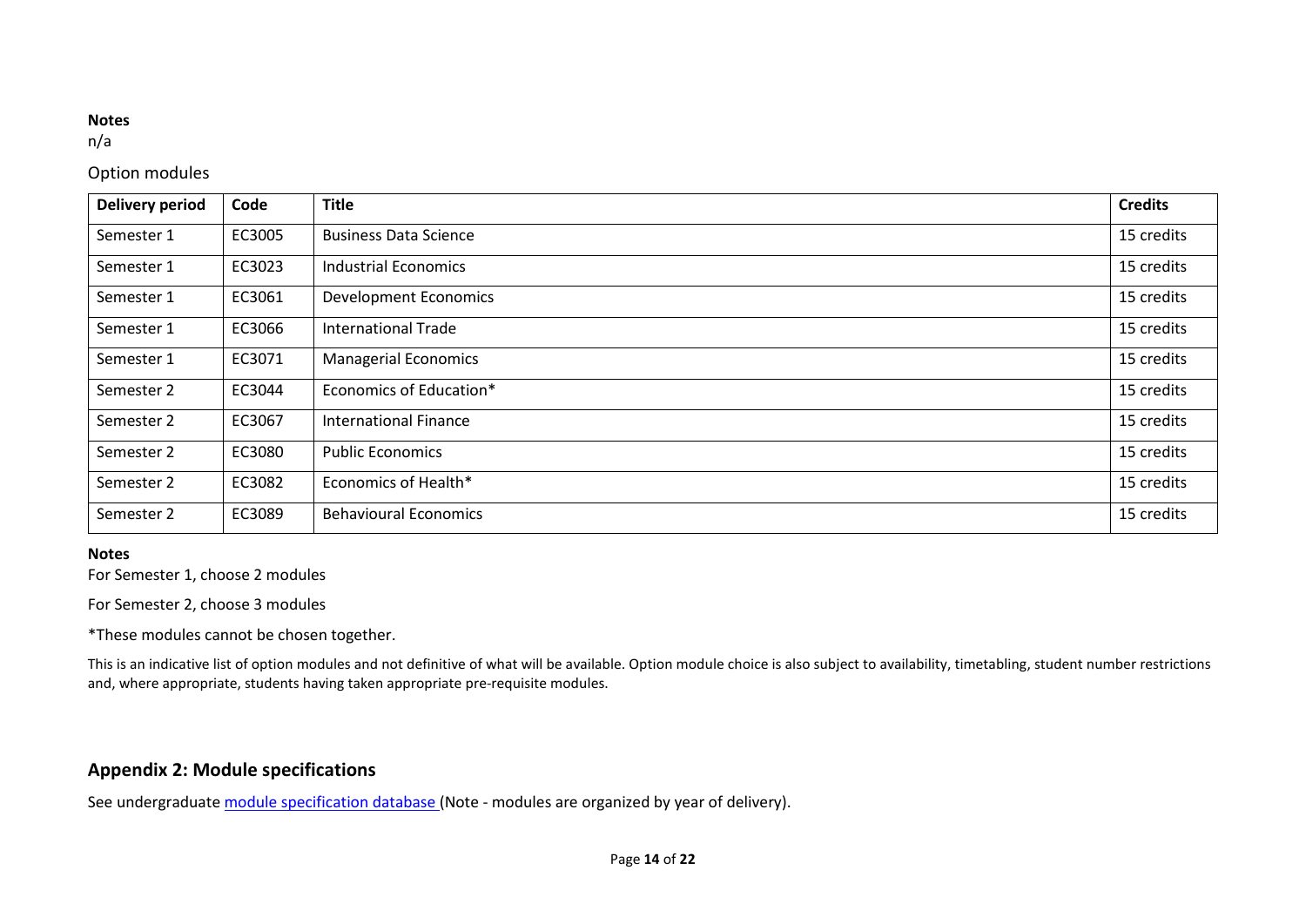**Notes**

n/a

Option modules

| Delivery period | Code | Title | Credits |
|---|---|---|---|
| Semester 1 | EC3005 | Business Data Science | 15 credits |
| Semester 1 | EC3023 | Industrial Economics | 15 credits |
| Semester 1 | EC3061 | Development Economics | 15 credits |
| Semester 1 | EC3066 | International Trade | 15 credits |
| Semester 1 | EC3071 | Managerial Economics | 15 credits |
| Semester 2 | EC3044 | Economics of Education* | 15 credits |
| Semester 2 | EC3067 | International Finance | 15 credits |
| Semester 2 | EC3080 | Public Economics | 15 credits |
| Semester 2 | EC3082 | Economics of Health* | 15 credits |
| Semester 2 | EC3089 | Behavioural Economics | 15 credits |

**Notes**

For Semester 1, choose 2 modules

For Semester 2, choose 3 modules

*These modules cannot be chosen together.

This is an indicative list of option modules and not definitive of what will be available. Option module choice is also subject to availability, timetabling, student number restrictions and, where appropriate, students having taken appropriate pre-requisite modules.

## Appendix 2: Module specifications

See undergraduate module specification database (Note - modules are organized by year of delivery).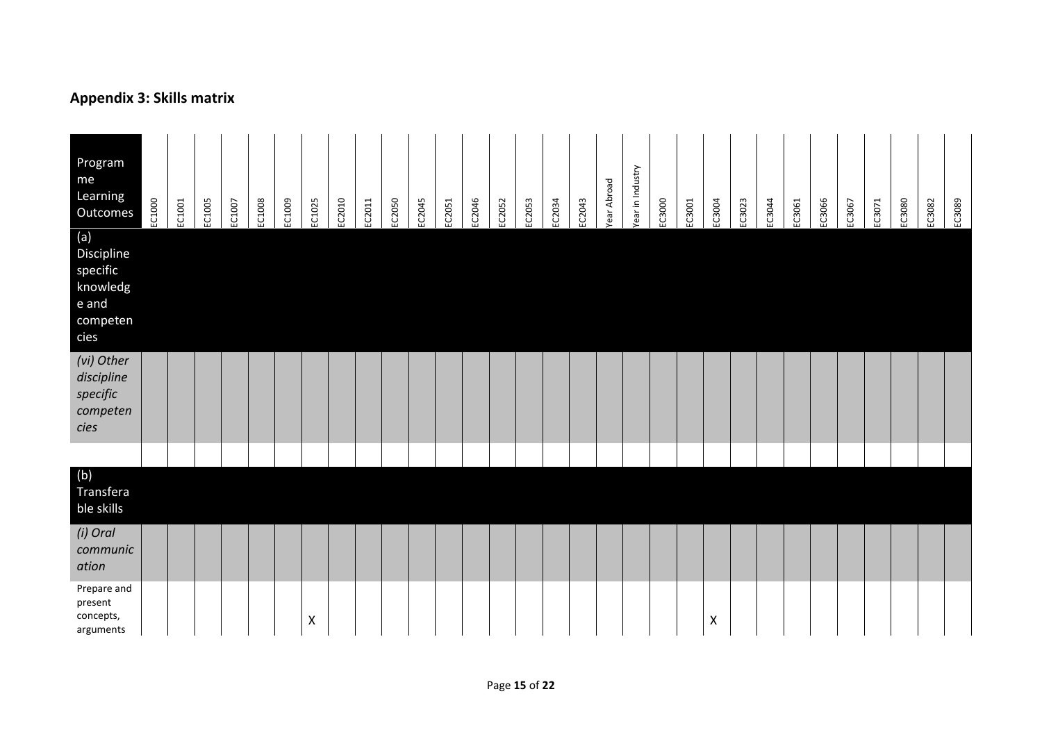## Appendix 3: Skills matrix

| Programme Learning Outcomes | EC1000 | EC1001 | EC1005 | EC1007 | EC1008 | EC1009 | EC1025 | EC2010 | EC2011 | EC2050 | EC2045 | EC2051 | EC2046 | EC2052 | EC2053 | EC2034 | EC2043 | Year Abroad | Year in Industry | EC3000 | EC3001 | EC3004 | EC3023 | EC3044 | EC3061 | EC3066 | EC3067 | EC3071 | EC3080 | EC3082 | EC3089 |
|---|---|---|---|---|---|---|---|---|---|---|---|---|---|---|---|---|---|---|---|---|---|---|---|---|---|---|---|---|---|---|---|
| (a) Discipline specific knowledge and competencies | | | | | | | | | | | | | | | | | | | | | | | | | | | | | | | |
| *(vi) Other discipline specific competencies* | | | | | | | | | | | | | | | | | | | | | | | | | | | | | | | |
| | | | | | | | | | | | | | | | | | | | | | | | | | | | | | | | |
| (b) Transferable skills | | | | | | | | | | | | | | | | | | | | | | | | | | | | | | | |
| *(i) Oral communication* | | | | | | | | | | | | | | | | | | | | | | | | | | | | | | | |
| Prepare and present concepts, arguments | | | | | | | X | | | | | | | | | | | | | | | X | | | | | | | | | |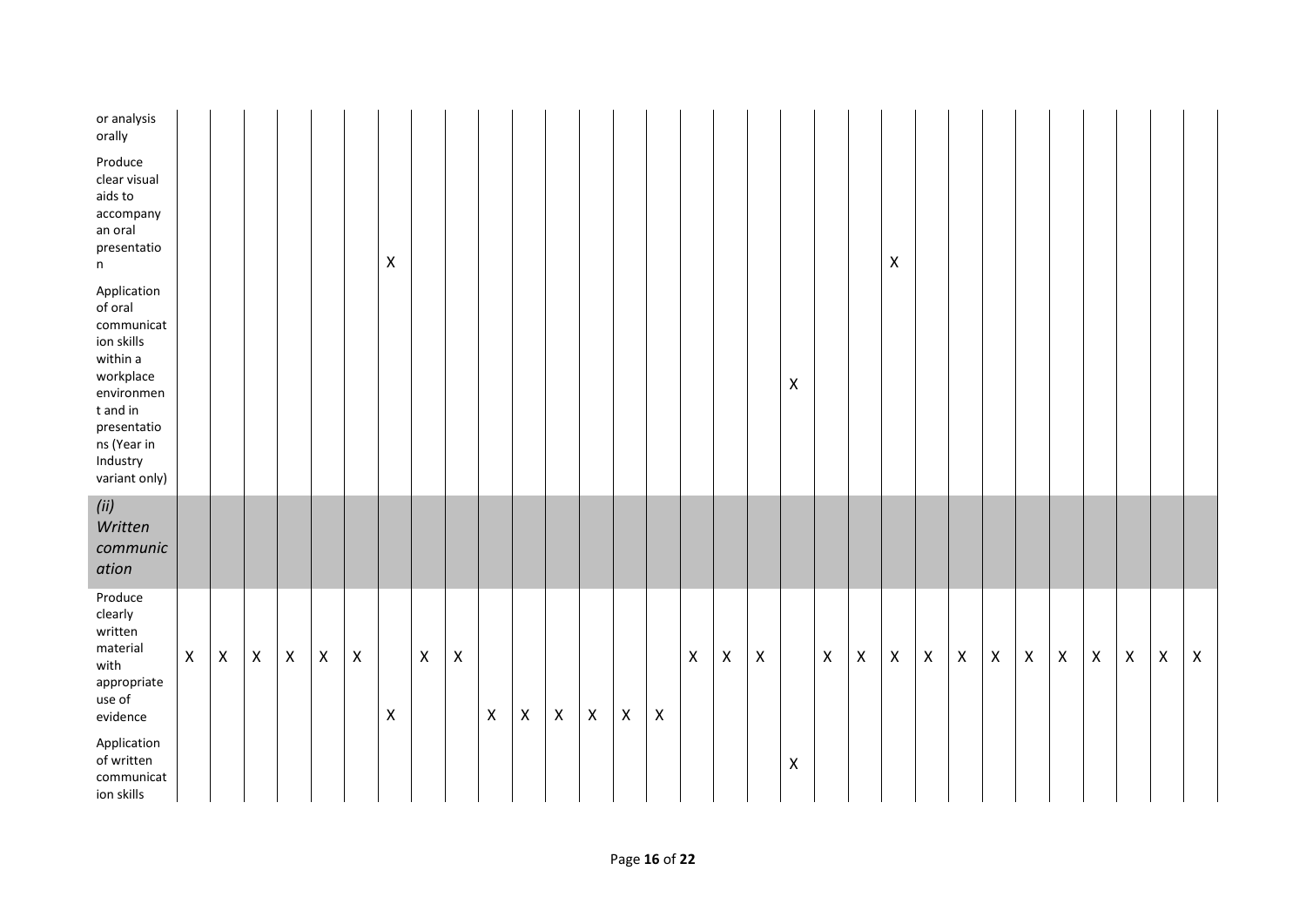| | | | | | | | | | | | | | | | | | | | | | | | | | | | | | | | |
|---|---|---|---|---|---|---|---|---|---|---|---|---|---|---|---|---|---|---|---|---|---|---|---|---|---|---|---|---|---|---|---|
| or analysis orally | | | | | | | | | | | | | | | | | | | | | | | | | | | | | | | |
| Produce clear visual aids to accompany an oral presentation | | | | | | | X | | | | | | | | | | | | | | | X | | | | | | | | | |
| Application of oral communication skills within a workplace environment and in presentations (Year in Industry variant only) | | | | | | | | | | | | | | | | | | | X | | | | | | | | | | | | |
| *(ii) Written communication* | | | | | | | | | | | | | | | | | | | | | | | | | | | | | | | |
| Produce clearly written material with appropriate use of evidence | X | X | X | X | X | X | X | X | X | X | X | X | X | X | X | X | X | X | | X | X | X | X | X | X | X | X | X | X | X | X |
| Application of written communication skills | | | | | | | | | | | | | | | | | | | X | | | | | | | | | | | | |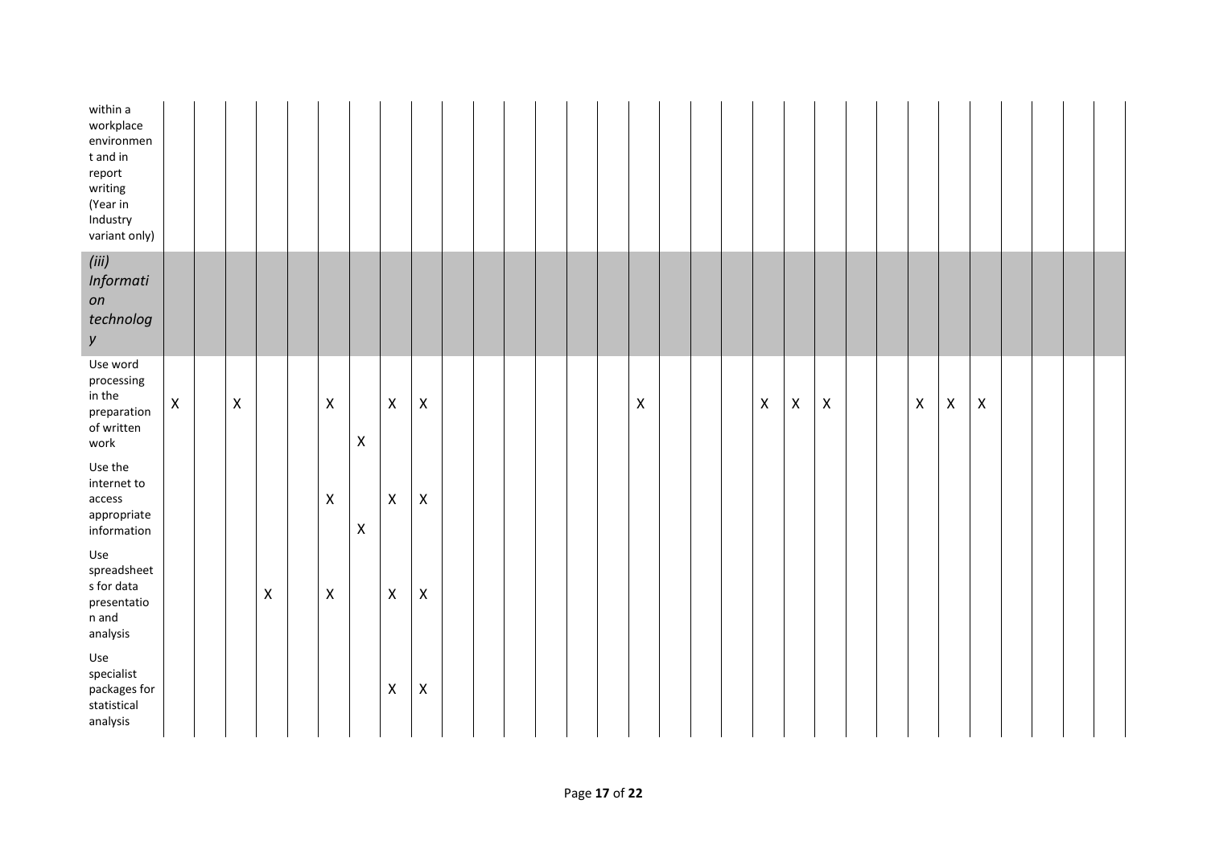| | | | | | | | | | | | | | | | | | | | | | | | | | | | | | | | |
|---|---|---|---|---|---|---|---|---|---|---|---|---|---|---|---|---|---|---|---|---|---|---|---|---|---|---|---|---|---|---|---|
| within a workplace environment and in report writing (Year in Industry variant only) | | | | | | | | | | | | | | | | | | | | | | | | | | | | | | | |
| *(iii) Information technology* | | | | | | | | | | | | | | | | | | | | | | | | | | | | | | | |
| Use word processing in the preparation of written work | X | | X | | | X | X | X | X | | | | | | | X | | | | X | X | X | | | X | X | X | | | | |
| Use the internet to access appropriate information | | | | | | X | X | X | X | | | | | | | | | | | | | | | | | | | | | | |
| Use spreadsheets for data presentation and analysis | | | | X | | X | | X | X | | | | | | | | | | | | | | | | | | | | | | |
| Use specialist packages for statistical analysis | | | | | | | | X | X | | | | | | | | | | | | | | | | | | | | | | |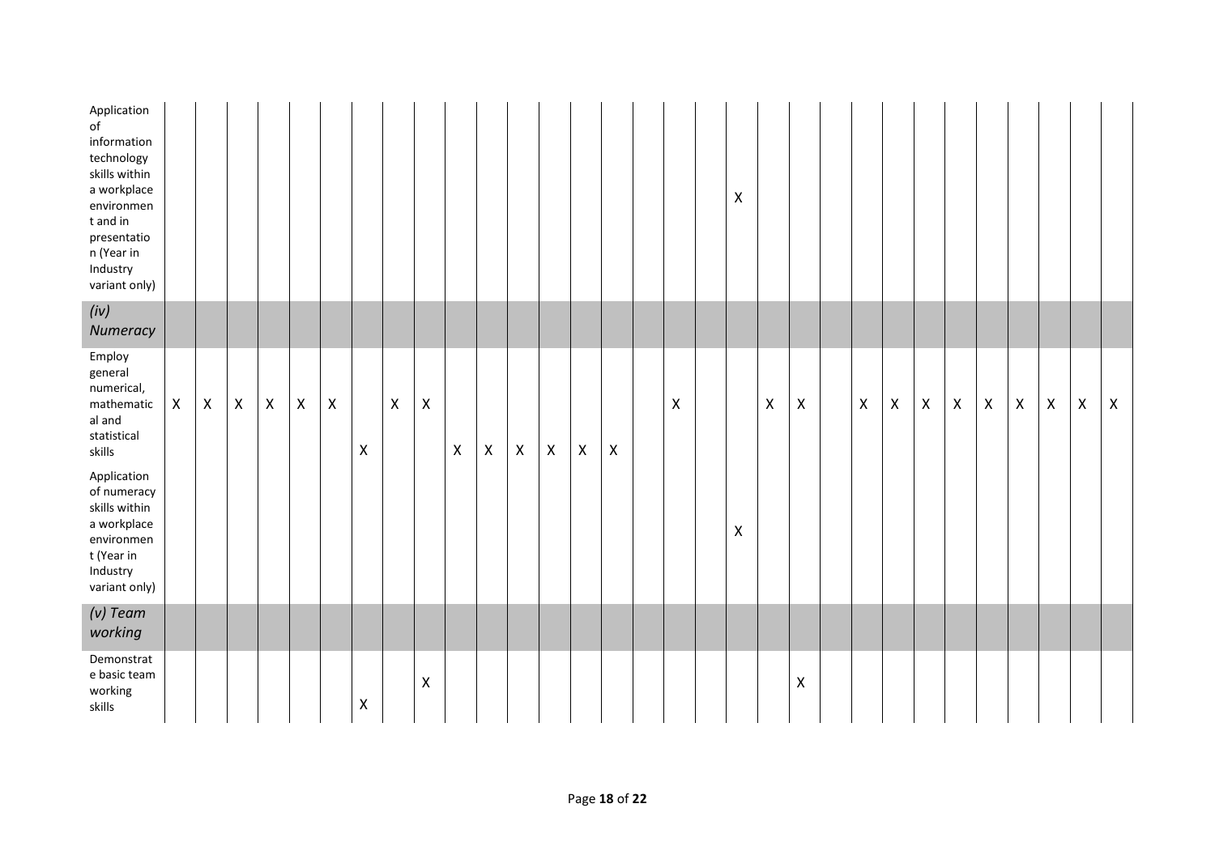| | | | | | | | | | | | | | | | | | | | | | | | | | | | | | | | |
|---|---|---|---|---|---|---|---|---|---|---|---|---|---|---|---|---|---|---|---|---|---|---|---|---|---|---|---|---|---|---|---|
| Application of information technology skills within a workplace environment and in presentation (Year in Industry variant only) | | | | | | | | | | | | | | | | | | | X | | | | | | | | | | | | |
| *(iv) Numeracy* | | | | | | | | | | | | | | | | | | | | | | | | | | | | | | | |
| Employ general numerical, mathematical and statistical skills | X | X | X | X | X | X | X | X | X | X | X | X | X | X | X | | X | | | X | X | | X | X | X | X | X | X | X | X | X |
| Application of numeracy skills within a workplace environment (Year in Industry variant only) | | | | | | | | | | | | | | | | | | | X | | | | | | | | | | | | |
| *(v) Team working* | | | | | | | | | | | | | | | | | | | | | | | | | | | | | | | |
| Demonstrate basic team working skills | | | | | | | X | | X | | | | | | | | | | | | X | | | | | | | | | | |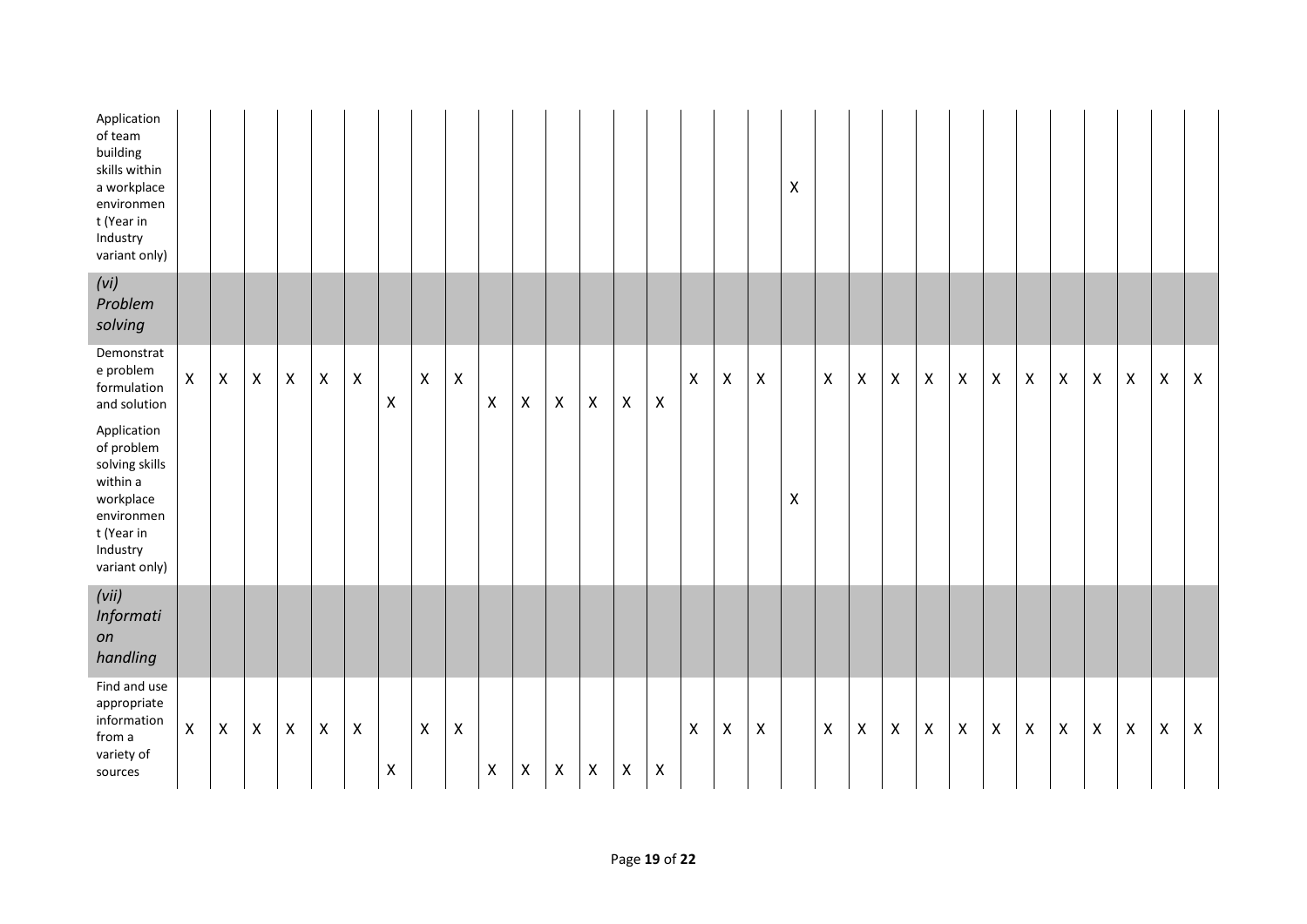| | | | | | | | | | | | | | | | | | | | | | | | | | | | | | | | |
|---|---|---|---|---|---|---|---|---|---|---|---|---|---|---|---|---|---|---|---|---|---|---|---|---|---|---|---|---|---|---|---|
| Application of team building skills within a workplace environment (Year in Industry variant only) | | | | | | | | | | | | | | | | | | | X | | | | | | | | | | | | |
| *(vi) Problem solving* | | | | | | | | | | | | | | | | | | | | | | | | | | | | | | | |
| Demonstrate problem formulation and solution | X | X | X | X | X | X | X | X | X | X | X | X | X | X | X | X | X | X | | X | X | X | X | X | X | X | X | X | X | X | X |
| Application of problem solving skills within a workplace environment (Year in Industry variant only) | | | | | | | | | | | | | | | | | | | X | | | | | | | | | | | | |
| *(vii) Information handling* | | | | | | | | | | | | | | | | | | | | | | | | | | | | | | | |
| Find and use appropriate information from a variety of sources | X | X | X | X | X | X | X | X | X | X | X | X | X | X | X | X | X | X | | X | X | X | X | X | X | X | X | X | X | X | X |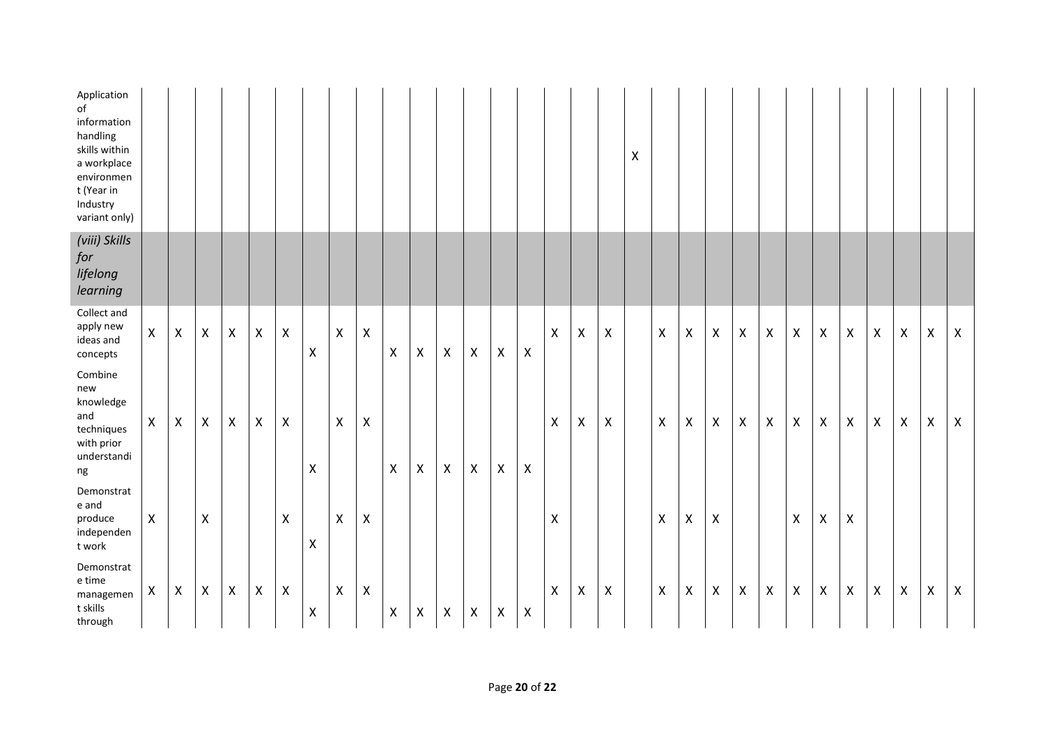| | | | | | | | | | | | | | | | | | | | | | | | | | | | | | | | |
|---|---|---|---|---|---|---|---|---|---|---|---|---|---|---|---|---|---|---|---|---|---|---|---|---|---|---|---|---|---|---|---|
| Application of information handling skills within a workplace environment (Year in Industry variant only) | | | | | | | | | | | | | | | | | | | X | | | | | | | | | | | | |
| *(viii) Skills for lifelong learning* | | | | | | | | | | | | | | | | | | | | | | | | | | | | | | | |
| Collect and apply new ideas and concepts | X | X | X | X | X | X | X | X | X | X | X | X | X | X | X | X | X | X | | X | X | X | X | X | X | X | X | X | X | X | X |
| Combine new knowledge and techniques with prior understanding | X | X | X | X | X | X | X | X | X | X | X | X | X | X | X | X | X | X | | X | X | X | X | X | X | X | X | X | X | X | X |
| Demonstrate and produce independent work | X | | X | | | X | X | X | X | | | | | | | X | | | | X | X | X | | | X | X | X | | | | |
| Demonstrate time management skills through | X | X | X | X | X | X | X | X | X | X | X | X | X | X | X | X | X | X | | X | X | X | X | X | X | X | X | X | X | X | X |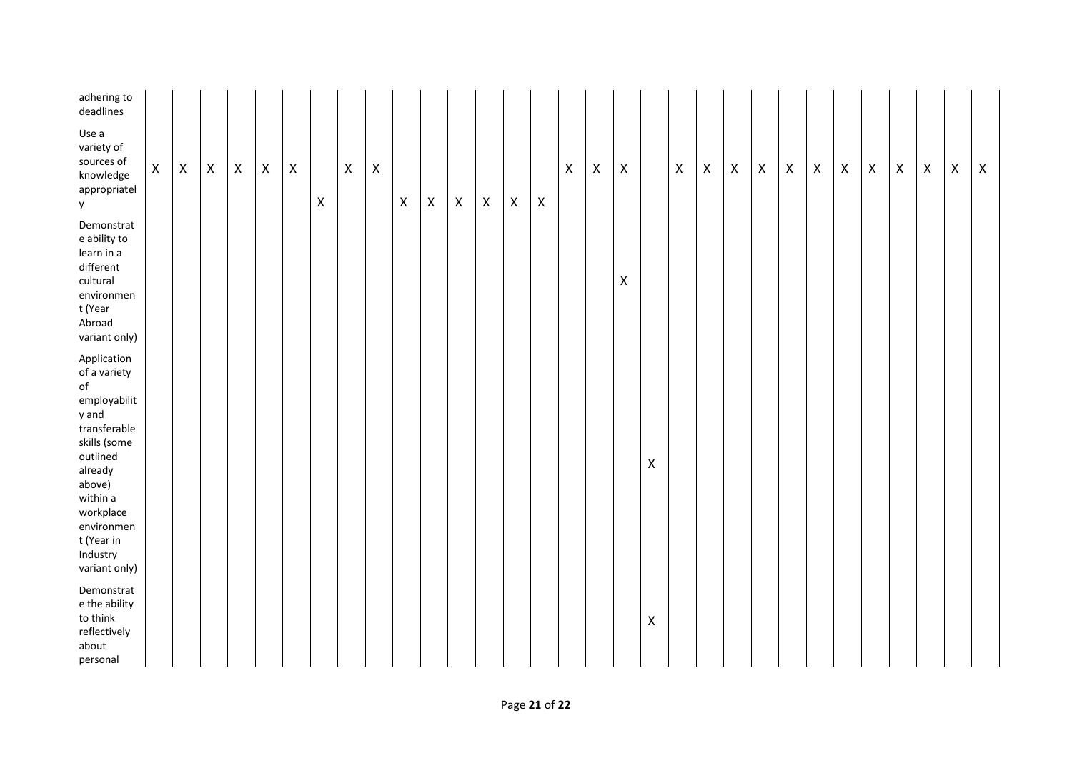| | | | | | | | | | | | | | | | | | | | | | | | | | | | | | | | |
|---|---|---|---|---|---|---|---|---|---|---|---|---|---|---|---|---|---|---|---|---|---|---|---|---|---|---|---|---|---|---|---|
| adhering to deadlines | | | | | | | | | | | | | | | | | | | | | | | | | | | | | | | |
| Use a variety of sources of knowledge appropriately | X | X | X | X | X | X | X | X | X | X | X | X | X | X | X | X | X | X | | X | X | X | X | X | X | X | X | X | X | X | X |
| Demonstrate ability to learn in a different cultural environment (Year Abroad variant only) | | | | | | | | | | | | | | | | | | X | | | | | | | | | | | | | |
| Application of a variety of employability and transferable skills (some outlined already above) within a workplace environment (Year in Industry variant only) | | | | | | | | | | | | | | | | | | | X | | | | | | | | | | | | |
| Demonstrate the ability to think reflectively about personal | | | | | | | | | | | | | | | | | | | X | | | | | | | | | | | | |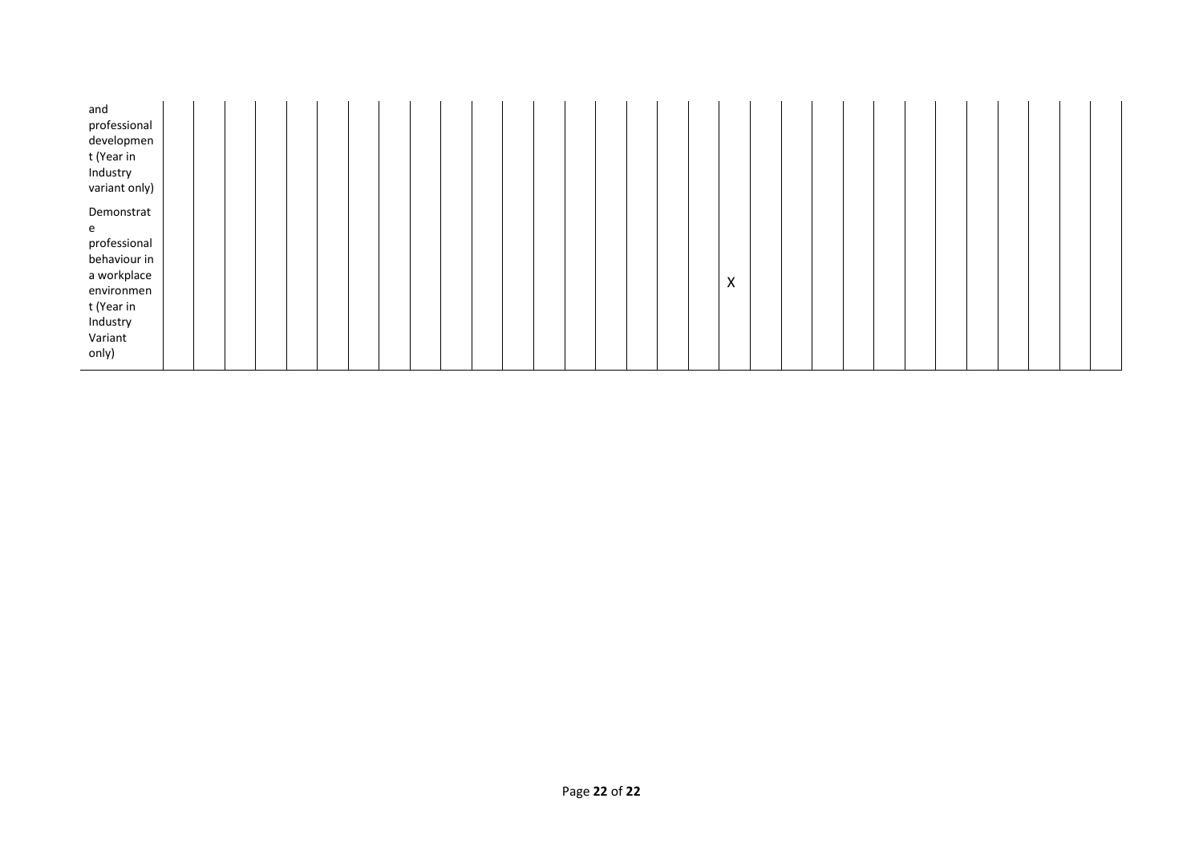| | | | | | | | | | | | | | | | | | | | | | | | | | | | | | | | |
|---|---|---|---|---|---|---|---|---|---|---|---|---|---|---|---|---|---|---|---|---|---|---|---|---|---|---|---|---|---|---|---|
| and professional development (Year in Industry variant only) | | | | | | | | | | | | | | | | | | | | | | | | | | | | | | | |
| Demonstrate professional behaviour in a workplace environment (Year in Industry Variant only) | | | | | | | | | | | | | | | | | | | X | | | | | | | | | | | | |